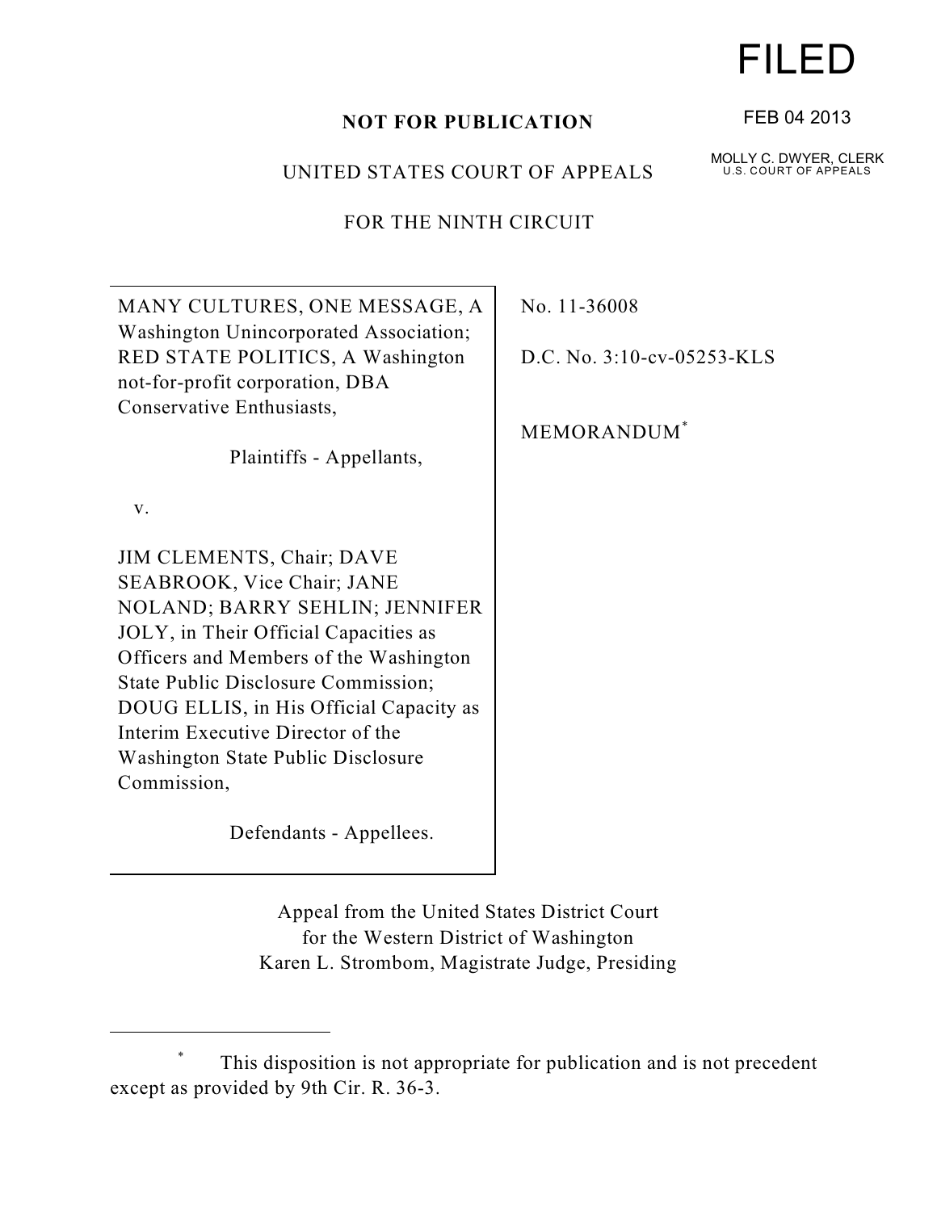FILED

FEB 04 2013

MOLLY C. DWYER, CLERK
U.S. COURT OF APPEALS

**NOT FOR PUBLICATION**

UNITED STATES COURT OF APPEALS

FOR THE NINTH CIRCUIT

| | |
|---|---|
| MANY CULTURES, ONE MESSAGE, A Washington Unincorporated Association; RED STATE POLITICS, A Washington not-for-profit corporation, DBA Conservative Enthusiasts,<br><br>Plaintiffs - Appellants,<br><br>v.<br><br>JIM CLEMENTS, Chair; DAVE SEABROOK, Vice Chair; JANE NOLAND; BARRY SEHLIN; JENNIFER JOLY, in Their Official Capacities as Officers and Members of the Washington State Public Disclosure Commission; DOUG ELLIS, in His Official Capacity as Interim Executive Director of the Washington State Public Disclosure Commission,<br><br>Defendants - Appellees. | No. 11-36008<br><br>D.C. No. 3:10-cv-05253-KLS<br><br>MEMORANDUM[*] |

Appeal from the United States District Court
for the Western District of Washington
Karen L. Strombom, Magistrate Judge, Presiding

[*] This disposition is not appropriate for publication and is not precedent except as provided by 9th Cir. R. 36-3.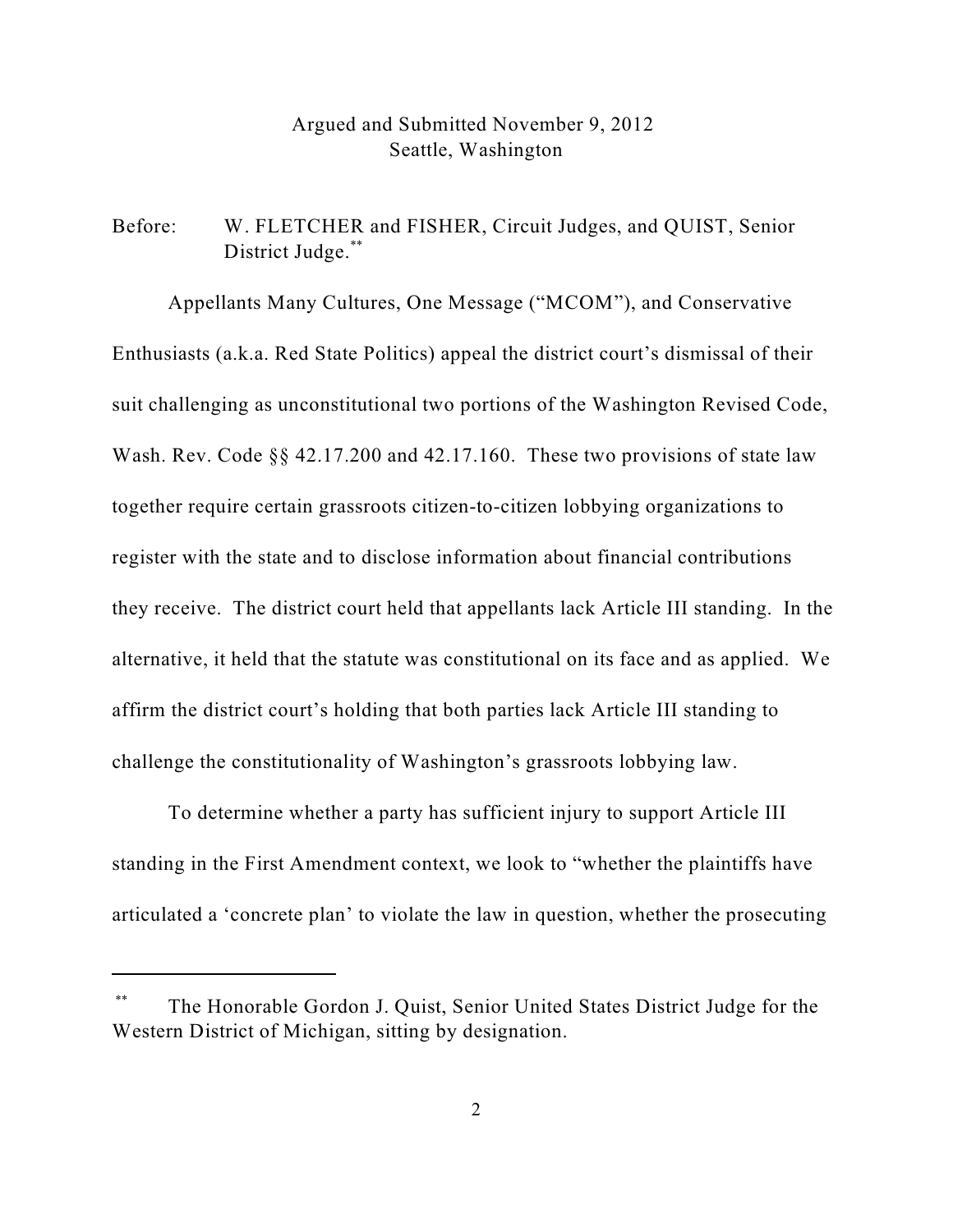Argued and Submitted November 9, 2012
Seattle, Washington

Before: W. FLETCHER and FISHER, Circuit Judges, and QUIST, Senior District Judge.[**]

Appellants Many Cultures, One Message ("MCOM"), and Conservative Enthusiasts (a.k.a. Red State Politics) appeal the district court's dismissal of their suit challenging as unconstitutional two portions of the Washington Revised Code, Wash. Rev. Code §§ 42.17.200 and 42.17.160. These two provisions of state law together require certain grassroots citizen-to-citizen lobbying organizations to register with the state and to disclose information about financial contributions they receive. The district court held that appellants lack Article III standing. In the alternative, it held that the statute was constitutional on its face and as applied. We affirm the district court's holding that both parties lack Article III standing to challenge the constitutionality of Washington's grassroots lobbying law.

To determine whether a party has sufficient injury to support Article III standing in the First Amendment context, we look to "whether the plaintiffs have articulated a 'concrete plan' to violate the law in question, whether the prosecuting

---

[**] The Honorable Gordon J. Quist, Senior United States District Judge for the Western District of Michigan, sitting by designation.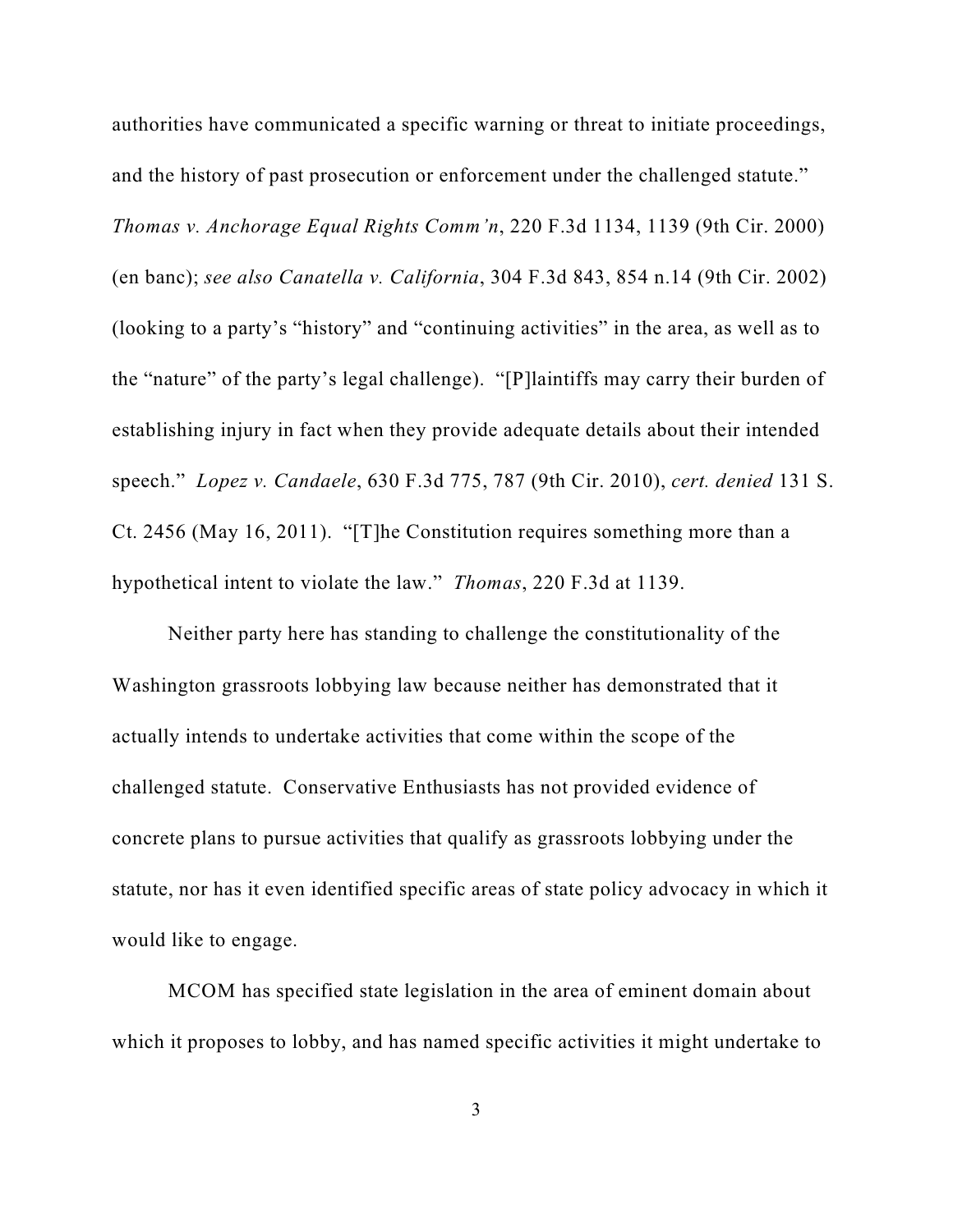authorities have communicated a specific warning or threat to initiate proceedings, and the history of past prosecution or enforcement under the challenged statute." *Thomas v. Anchorage Equal Rights Comm'n*, 220 F.3d 1134, 1139 (9th Cir. 2000) (en banc); *see also Canatella v. California*, 304 F.3d 843, 854 n.14 (9th Cir. 2002) (looking to a party's "history" and "continuing activities" in the area, as well as to the "nature" of the party's legal challenge). "[P]laintiffs may carry their burden of establishing injury in fact when they provide adequate details about their intended speech." *Lopez v. Candaele*, 630 F.3d 775, 787 (9th Cir. 2010), *cert. denied* 131 S. Ct. 2456 (May 16, 2011). "[T]he Constitution requires something more than a hypothetical intent to violate the law." *Thomas*, 220 F.3d at 1139.

Neither party here has standing to challenge the constitutionality of the Washington grassroots lobbying law because neither has demonstrated that it actually intends to undertake activities that come within the scope of the challenged statute. Conservative Enthusiasts has not provided evidence of concrete plans to pursue activities that qualify as grassroots lobbying under the statute, nor has it even identified specific areas of state policy advocacy in which it would like to engage.

MCOM has specified state legislation in the area of eminent domain about which it proposes to lobby, and has named specific activities it might undertake to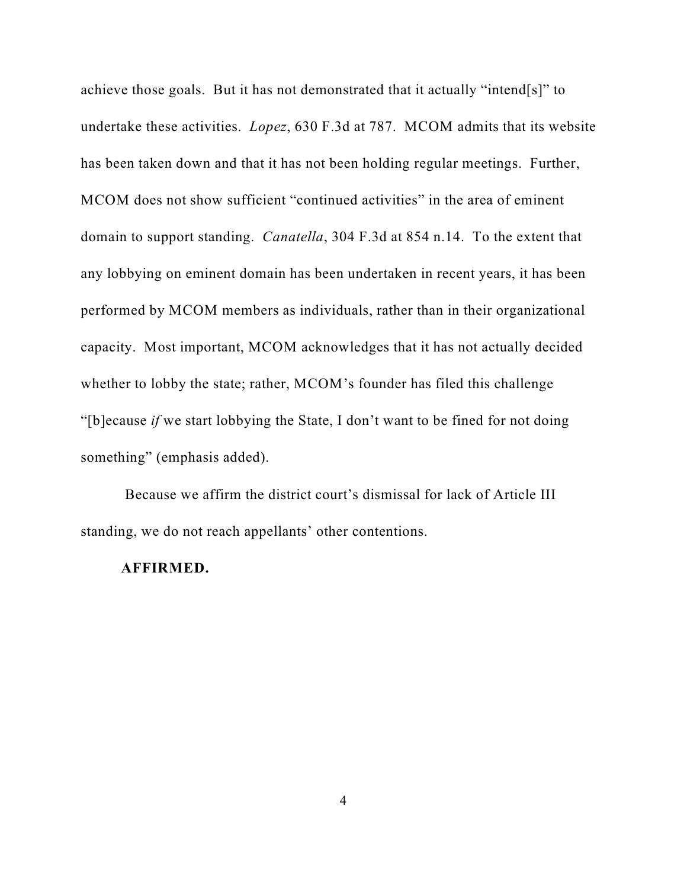achieve those goals. But it has not demonstrated that it actually "intend[s]" to undertake these activities. *Lopez*, 630 F.3d at 787. MCOM admits that its website has been taken down and that it has not been holding regular meetings. Further, MCOM does not show sufficient "continued activities" in the area of eminent domain to support standing. *Canatella*, 304 F.3d at 854 n.14. To the extent that any lobbying on eminent domain has been undertaken in recent years, it has been performed by MCOM members as individuals, rather than in their organizational capacity. Most important, MCOM acknowledges that it has not actually decided whether to lobby the state; rather, MCOM's founder has filed this challenge "[b]ecause *if* we start lobbying the State, I don't want to be fined for not doing something" (emphasis added).

Because we affirm the district court's dismissal for lack of Article III standing, we do not reach appellants' other contentions.

**AFFIRMED.**